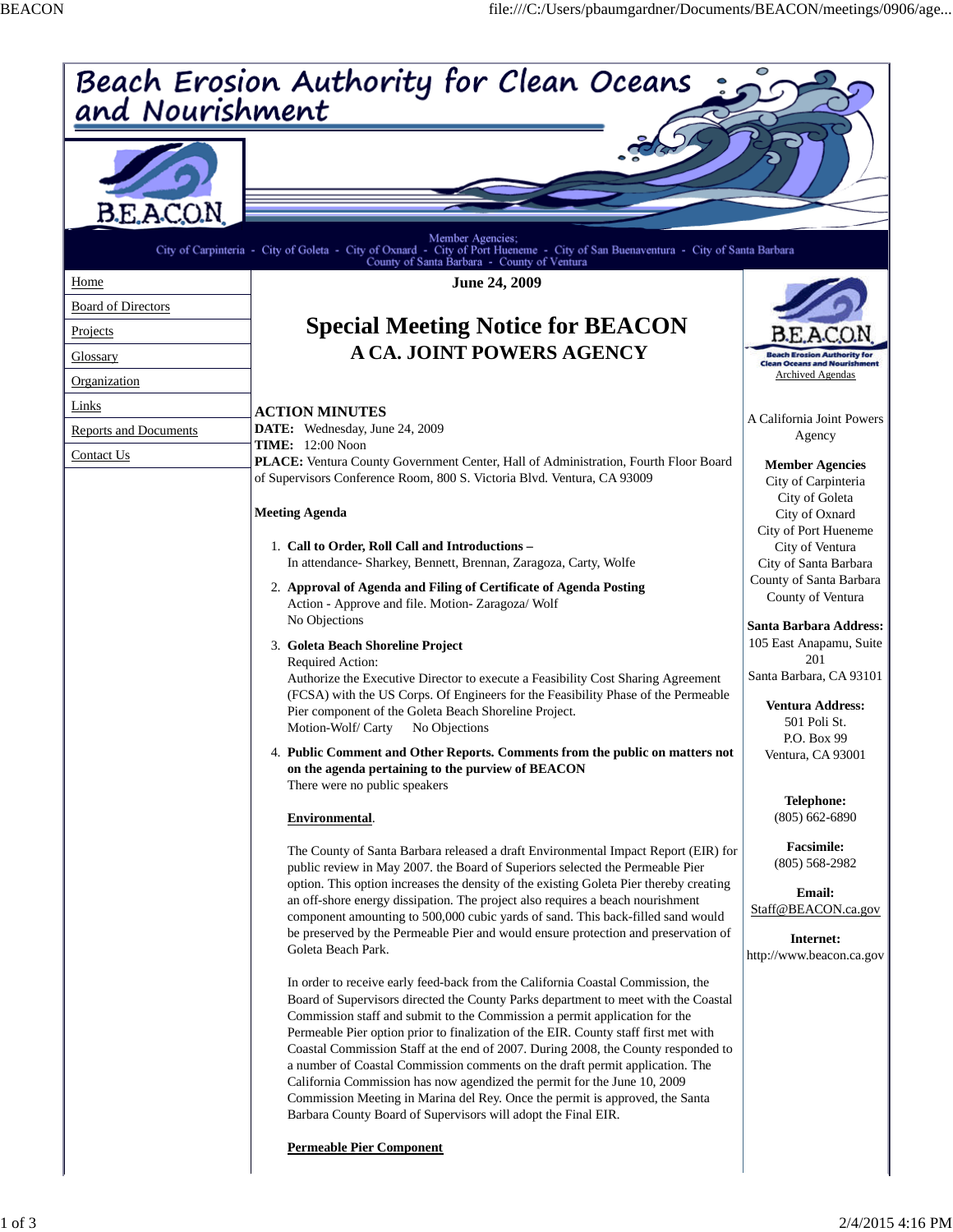# Beach Erosion Authority for Clean Oceans and Nourishment

Member Agencies:
City of Carpinteria - City of Goleta - City of Oxnard - City of Port Hueneme - City of San Buenaventura - City of Santa Barbara
County of Santa Barbara - County of Ventura

- Home
- Board of Directors
- Projects
- Glossary
- Organization
- Links
- Reports and Documents
- Contact Us

**June 24, 2009**

## Special Meeting Notice for BEACON

### A CA. JOINT POWERS AGENCY

**ACTION MINUTES**
**DATE:** Wednesday, June 24, 2009
**TIME:** 12:00 Noon
**PLACE:** Ventura County Government Center, Hall of Administration, Fourth Floor Board of Supervisors Conference Room, 800 S. Victoria Blvd. Ventura, CA 93009

**Meeting Agenda**

1. **Call to Order, Roll Call and Introductions –**
   In attendance- Sharkey, Bennett, Brennan, Zaragoza, Carty, Wolfe
2. **Approval of Agenda and Filing of Certificate of Agenda Posting**
   Action - Approve and file. Motion- Zaragoza/ Wolf
   No Objections
3. **Goleta Beach Shoreline Project**
   Required Action:
   Authorize the Executive Director to execute a Feasibility Cost Sharing Agreement (FCSA) with the US Corps. Of Engineers for the Feasibility Phase of the Permeable Pier component of the Goleta Beach Shoreline Project.
   Motion-Wolf/ Carty No Objections
4. **Public Comment and Other Reports. Comments from the public on matters not on the agenda pertaining to the purview of BEACON**
   There were no public speakers

   **Environmental**.

   The County of Santa Barbara released a draft Environmental Impact Report (EIR) for public review in May 2007. the Board of Superiors selected the Permeable Pier option. This option increases the density of the existing Goleta Pier thereby creating an off-shore energy dissipation. The project also requires a beach nourishment component amounting to 500,000 cubic yards of sand. This back-filled sand would be preserved by the Permeable Pier and would ensure protection and preservation of Goleta Beach Park.

   In order to receive early feed-back from the California Coastal Commission, the Board of Supervisors directed the County Parks department to meet with the Coastal Commission staff and submit to the Commission a permit application for the Permeable Pier option prior to finalization of the EIR. County staff first met with Coastal Commission Staff at the end of 2007. During 2008, the County responded to a number of Coastal Commission comments on the draft permit application. The California Commission has now agendized the permit for the June 10, 2009 Commission Meeting in Marina del Rey. Once the permit is approved, the Santa Barbara County Board of Supervisors will adopt the Final EIR.

   **Permeable Pier Component**

---

BEACON
Beach Erosion Authority for Clean Oceans and Nourishment
Archived Agendas

A California Joint Powers Agency

**Member Agencies**
City of Carpinteria
City of Goleta
City of Oxnard
City of Port Hueneme
City of Ventura
City of Santa Barbara
County of Santa Barbara
County of Ventura

**Santa Barbara Address:**
105 East Anapamu, Suite 201
Santa Barbara, CA 93101

**Ventura Address:**
501 Poli St.
P.O. Box 99
Ventura, CA 93001

**Telephone:**
(805) 662-6890

**Facsimile:**
(805) 568-2982

**Email:**
Staff@BEACON.ca.gov

**Internet:**
http://www.beacon.ca.gov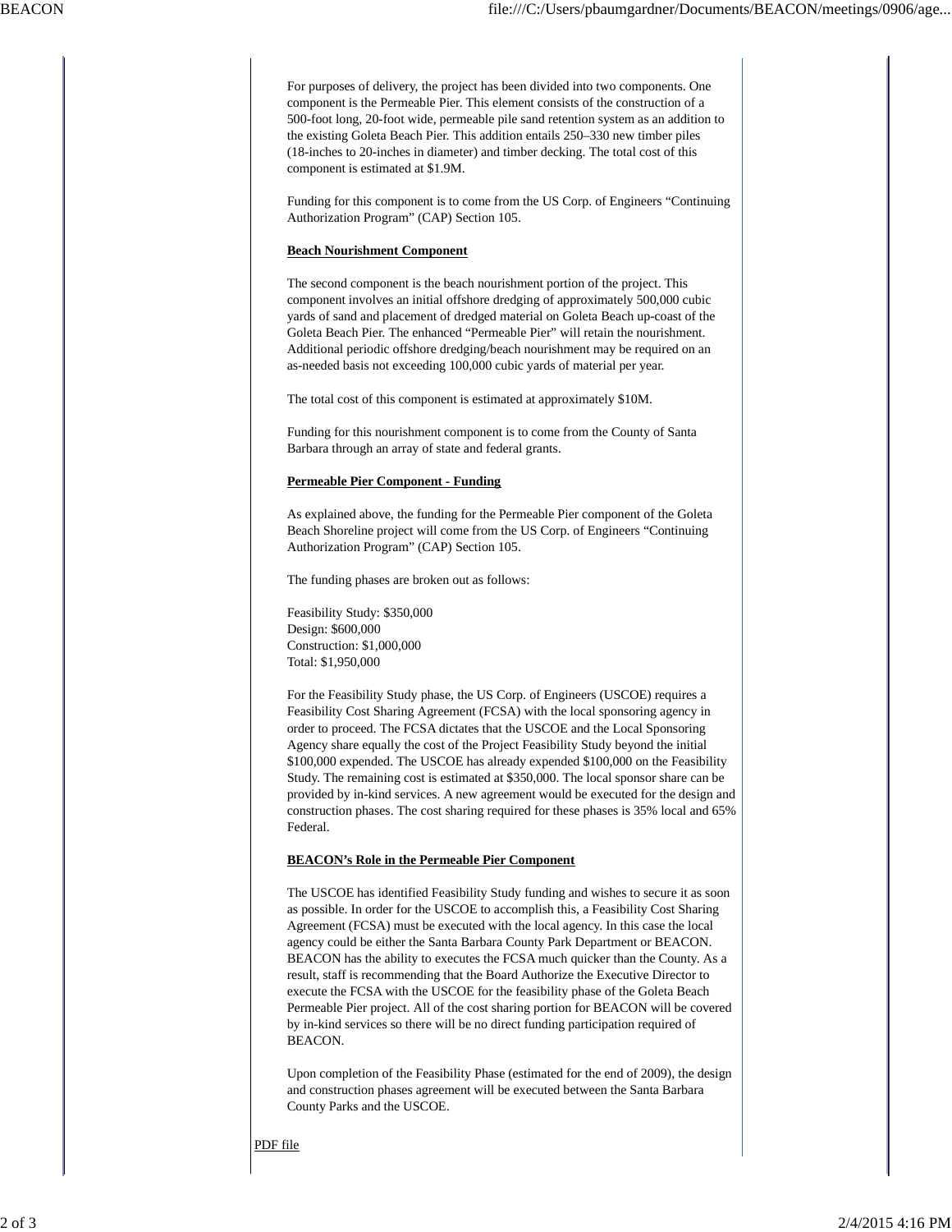For purposes of delivery, the project has been divided into two components. One component is the Permeable Pier. This element consists of the construction of a 500-foot long, 20-foot wide, permeable pile sand retention system as an addition to the existing Goleta Beach Pier. This addition entails 250–330 new timber piles (18-inches to 20-inches in diameter) and timber decking. The total cost of this component is estimated at $1.9M.

Funding for this component is to come from the US Corp. of Engineers "Continuing Authorization Program" (CAP) Section 105.

**Beach Nourishment Component**

The second component is the beach nourishment portion of the project. This component involves an initial offshore dredging of approximately 500,000 cubic yards of sand and placement of dredged material on Goleta Beach up-coast of the Goleta Beach Pier. The enhanced "Permeable Pier" will retain the nourishment. Additional periodic offshore dredging/beach nourishment may be required on an as-needed basis not exceeding 100,000 cubic yards of material per year.

The total cost of this component is estimated at approximately $10M.

Funding for this nourishment component is to come from the County of Santa Barbara through an array of state and federal grants.

**Permeable Pier Component - Funding**

As explained above, the funding for the Permeable Pier component of the Goleta Beach Shoreline project will come from the US Corp. of Engineers "Continuing Authorization Program" (CAP) Section 105.

The funding phases are broken out as follows:

Feasibility Study: $350,000
Design: $600,000
Construction: $1,000,000
Total: $1,950,000

For the Feasibility Study phase, the US Corp. of Engineers (USCOE) requires a Feasibility Cost Sharing Agreement (FCSA) with the local sponsoring agency in order to proceed. The FCSA dictates that the USCOE and the Local Sponsoring Agency share equally the cost of the Project Feasibility Study beyond the initial $100,000 expended. The USCOE has already expended $100,000 on the Feasibility Study. The remaining cost is estimated at $350,000. The local sponsor share can be provided by in-kind services. A new agreement would be executed for the design and construction phases. The cost sharing required for these phases is 35% local and 65% Federal.

**BEACON's Role in the Permeable Pier Component**

The USCOE has identified Feasibility Study funding and wishes to secure it as soon as possible. In order for the USCOE to accomplish this, a Feasibility Cost Sharing Agreement (FCSA) must be executed with the local agency. In this case the local agency could be either the Santa Barbara County Park Department or BEACON. BEACON has the ability to executes the FCSA much quicker than the County. As a result, staff is recommending that the Board Authorize the Executive Director to execute the FCSA with the USCOE for the feasibility phase of the Goleta Beach Permeable Pier project. All of the cost sharing portion for BEACON will be covered by in-kind services so there will be no direct funding participation required of BEACON.

Upon completion of the Feasibility Phase (estimated for the end of 2009), the design and construction phases agreement will be executed between the Santa Barbara County Parks and the USCOE.

PDF file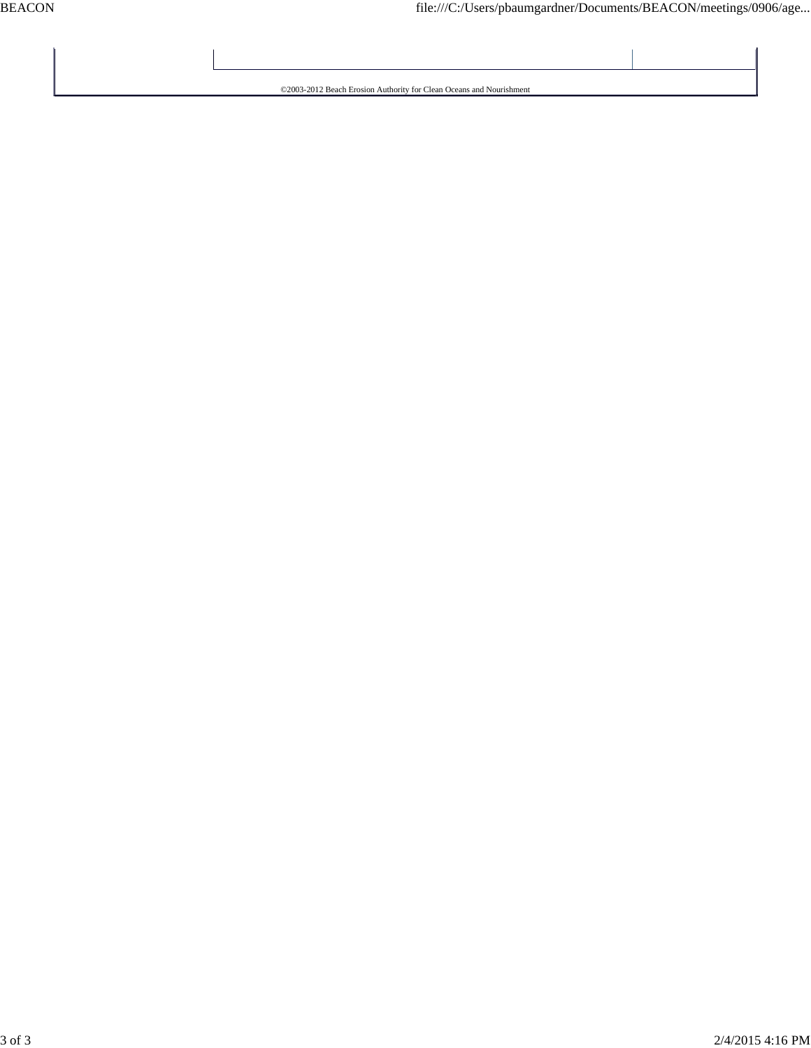©2003-2012 Beach Erosion Authority for Clean Oceans and Nourishment